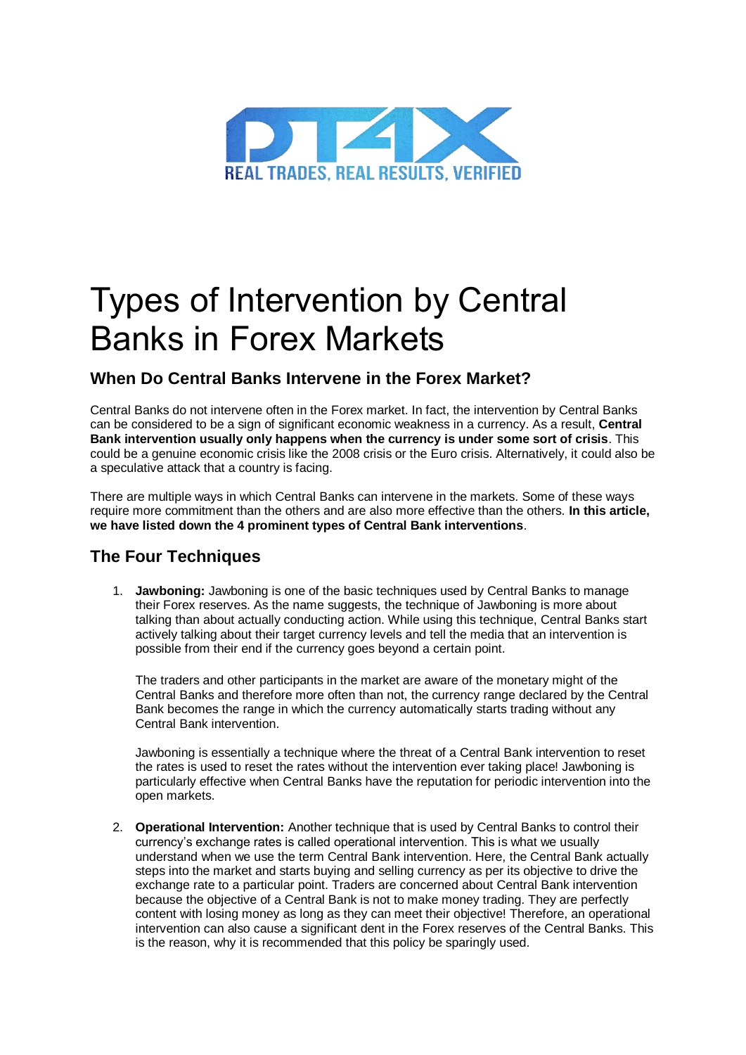# Types of Intervention by Central Banks in Forex Markets

## When Do Central Banks Intervene in the Forex Market?

Central Banks do not intervene often in the Forex market. In fact, the intervention by Central Banks can be considered to be a sign of significant economic weakness in a currency. As a result, **Central Bank intervention usually only happens when the currency is under some sort of crisis**. This could be a genuine economic crisis like the 2008 crisis or the Euro crisis. Alternatively, it could also be a speculative attack that a country is facing.

There are multiple ways in which Central Banks can intervene in the markets. Some of these ways require more commitment than the others and are also more effective than the others. **In this article, we have listed down the 4 prominent types of Central Bank interventions**.

## The Four Techniques

1. **Jawboning:** Jawboning is one of the basic techniques used by Central Banks to manage their Forex reserves. As the name suggests, the technique of Jawboning is more about talking than about actually conducting action. While using this technique, Central Banks start actively talking about their target currency levels and tell the media that an intervention is possible from their end if the currency goes beyond a certain point.

   The traders and other participants in the market are aware of the monetary might of the Central Banks and therefore more often than not, the currency range declared by the Central Bank becomes the range in which the currency automatically starts trading without any Central Bank intervention.

   Jawboning is essentially a technique where the threat of a Central Bank intervention to reset the rates is used to reset the rates without the intervention ever taking place! Jawboning is particularly effective when Central Banks have the reputation for periodic intervention into the open markets.

2. **Operational Intervention:** Another technique that is used by Central Banks to control their currency's exchange rates is called operational intervention. This is what we usually understand when we use the term Central Bank intervention. Here, the Central Bank actually steps into the market and starts buying and selling currency as per its objective to drive the exchange rate to a particular point. Traders are concerned about Central Bank intervention because the objective of a Central Bank is not to make money trading. They are perfectly content with losing money as long as they can meet their objective! Therefore, an operational intervention can also cause a significant dent in the Forex reserves of the Central Banks. This is the reason, why it is recommended that this policy be sparingly used.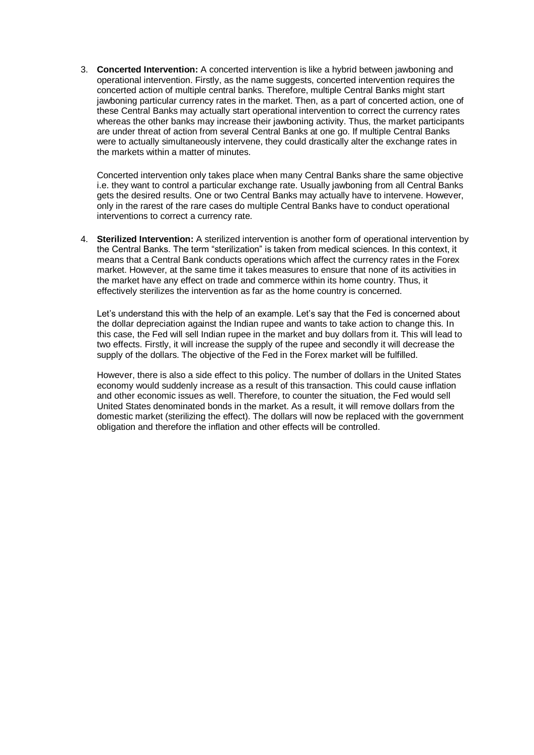3. **Concerted Intervention:** A concerted intervention is like a hybrid between jawboning and operational intervention. Firstly, as the name suggests, concerted intervention requires the concerted action of multiple central banks. Therefore, multiple Central Banks might start jawboning particular currency rates in the market. Then, as a part of concerted action, one of these Central Banks may actually start operational intervention to correct the currency rates whereas the other banks may increase their jawboning activity. Thus, the market participants are under threat of action from several Central Banks at one go. If multiple Central Banks were to actually simultaneously intervene, they could drastically alter the exchange rates in the markets within a matter of minutes.

   Concerted intervention only takes place when many Central Banks share the same objective i.e. they want to control a particular exchange rate. Usually jawboning from all Central Banks gets the desired results. One or two Central Banks may actually have to intervene. However, only in the rarest of the rare cases do multiple Central Banks have to conduct operational interventions to correct a currency rate.

4. **Sterilized Intervention:** A sterilized intervention is another form of operational intervention by the Central Banks. The term "sterilization" is taken from medical sciences. In this context, it means that a Central Bank conducts operations which affect the currency rates in the Forex market. However, at the same time it takes measures to ensure that none of its activities in the market have any effect on trade and commerce within its home country. Thus, it effectively sterilizes the intervention as far as the home country is concerned.

   Let's understand this with the help of an example. Let's say that the Fed is concerned about the dollar depreciation against the Indian rupee and wants to take action to change this. In this case, the Fed will sell Indian rupee in the market and buy dollars from it. This will lead to two effects. Firstly, it will increase the supply of the rupee and secondly it will decrease the supply of the dollars. The objective of the Fed in the Forex market will be fulfilled.

   However, there is also a side effect to this policy. The number of dollars in the United States economy would suddenly increase as a result of this transaction. This could cause inflation and other economic issues as well. Therefore, to counter the situation, the Fed would sell United States denominated bonds in the market. As a result, it will remove dollars from the domestic market (sterilizing the effect). The dollars will now be replaced with the government obligation and therefore the inflation and other effects will be controlled.